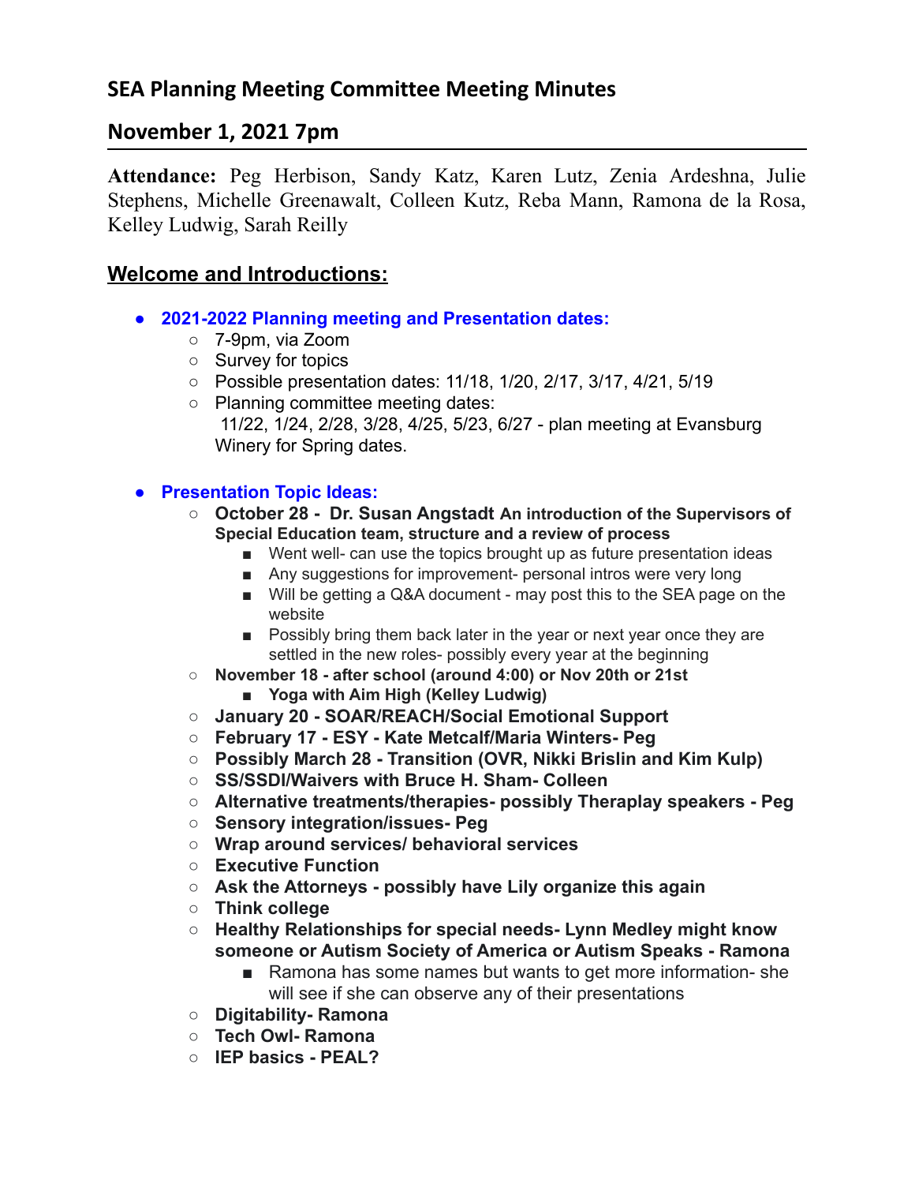# SEA Planning Meeting Committee Meeting Minutes

## November 1, 2021 7pm

**Attendance:** Peg Herbison, Sandy Katz, Karen Lutz, Zenia Ardeshna, Julie Stephens, Michelle Greenawalt, Colleen Kutz, Reba Mann, Ramona de la Rosa, Kelley Ludwig, Sarah Reilly

## Welcome and Introductions:

- **2021-2022 Planning meeting and Presentation dates:**
  - 7-9pm, via Zoom
  - Survey for topics
  - Possible presentation dates: 11/18, 1/20, 2/17, 3/17, 4/21, 5/19
  - Planning committee meeting dates:
    11/22, 1/24, 2/28, 3/28, 4/25, 5/23, 6/27 - plan meeting at Evansburg Winery for Spring dates.

- **Presentation Topic Ideas:**
  - **October 28 - Dr. Susan Angstadt An introduction of the Supervisors of Special Education team, structure and a review of process**
    - Went well- can use the topics brought up as future presentation ideas
    - Any suggestions for improvement- personal intros were very long
    - Will be getting a Q&A document - may post this to the SEA page on the website
    - Possibly bring them back later in the year or next year once they are settled in the new roles- possibly every year at the beginning
  - **November 18 - after school (around 4:00) or Nov 20th or 21st**
    - **Yoga with Aim High (Kelley Ludwig)**
  - **January 20 - SOAR/REACH/Social Emotional Support**
  - **February 17 - ESY - Kate Metcalf/Maria Winters- Peg**
  - **Possibly March 28 - Transition (OVR, Nikki Brislin and Kim Kulp)**
  - **SS/SSDI/Waivers with Bruce H. Sham- Colleen**
  - **Alternative treatments/therapies- possibly Theraplay speakers - Peg**
  - **Sensory integration/issues- Peg**
  - **Wrap around services/ behavioral services**
  - **Executive Function**
  - **Ask the Attorneys - possibly have Lily organize this again**
  - **Think college**
  - **Healthy Relationships for special needs- Lynn Medley might know someone or Autism Society of America or Autism Speaks - Ramona**
    - Ramona has some names but wants to get more information- she will see if she can observe any of their presentations
  - **Digitability- Ramona**
  - **Tech Owl- Ramona**
  - **IEP basics - PEAL?**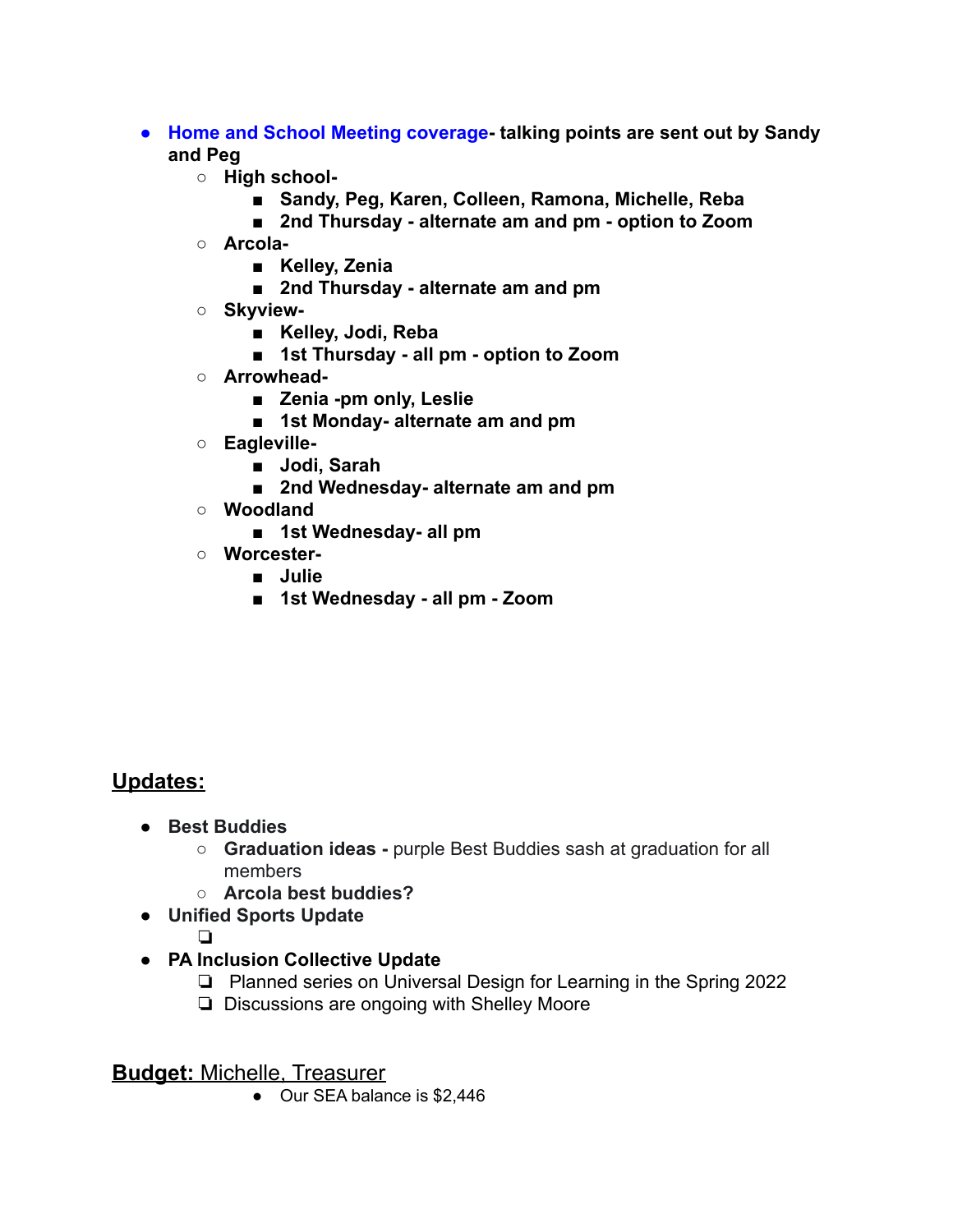- **Home and School Meeting coverage- talking points are sent out by Sandy and Peg**
    - **High school-**
        - **Sandy, Peg, Karen, Colleen, Ramona, Michelle, Reba**
        - **2nd Thursday - alternate am and pm - option to Zoom**
    - **Arcola-**
        - **Kelley, Zenia**
        - **2nd Thursday - alternate am and pm**
    - **Skyview-**
        - **Kelley, Jodi, Reba**
        - **1st Thursday - all pm - option to Zoom**
    - **Arrowhead-**
        - **Zenia -pm only, Leslie**
        - **1st Monday- alternate am and pm**
    - **Eagleville-**
        - **Jodi, Sarah**
        - **2nd Wednesday- alternate am and pm**
    - **Woodland**
        - **1st Wednesday- all pm**
    - **Worcester-**
        - **Julie**
        - **1st Wednesday - all pm - Zoom**

## Updates:

- **Best Buddies**
    - **Graduation ideas -** purple Best Buddies sash at graduation for all members
    - **Arcola best buddies?**
- **Unified Sports Update**
    - [ ] 
- **PA Inclusion Collective Update**
    - [ ] Planned series on Universal Design for Learning in the Spring 2022
    - [ ] Discussions are ongoing with Shelley Moore

**Budget:** Michelle, Treasurer

- Our SEA balance is $2,446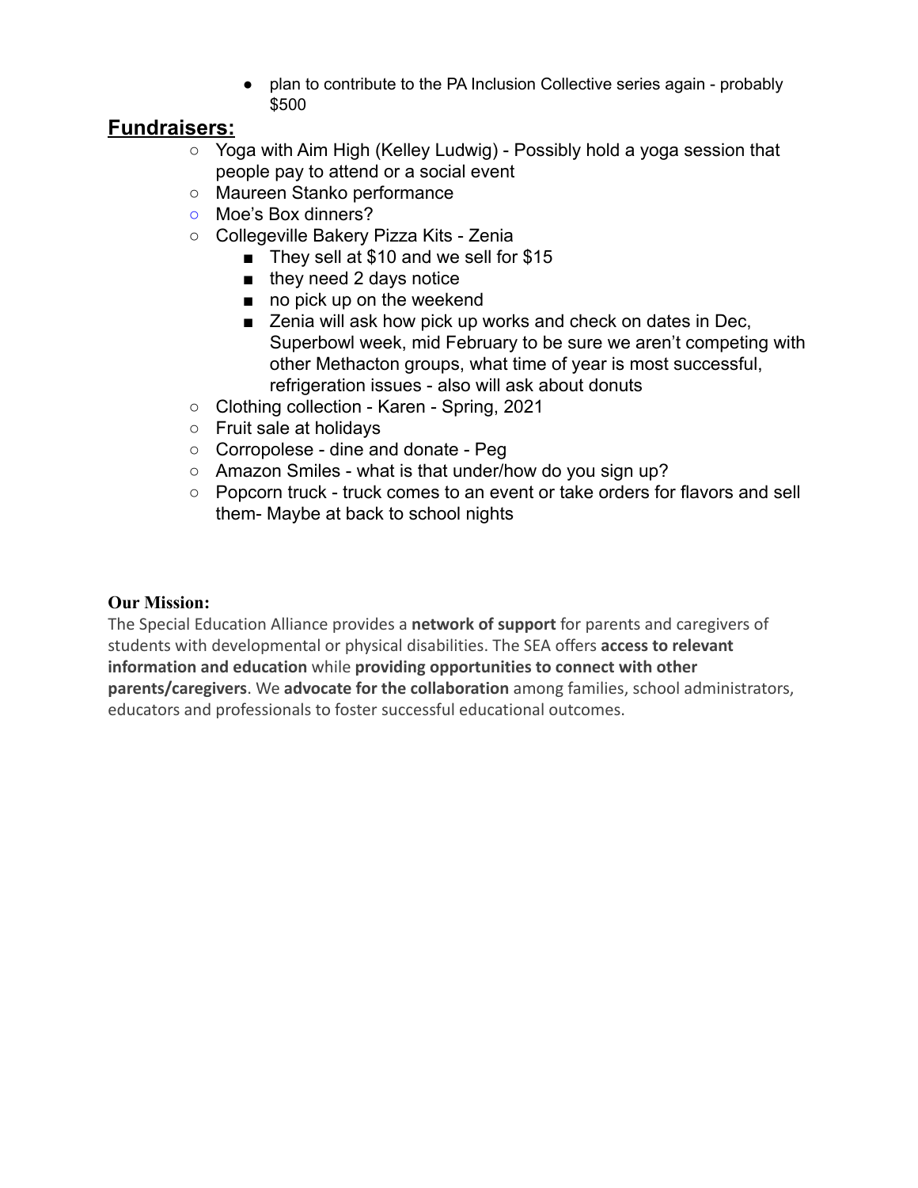- plan to contribute to the PA Inclusion Collective series again - probably $500

## Fundraisers:

- Yoga with Aim High (Kelley Ludwig) - Possibly hold a yoga session that people pay to attend or a social event
- Maureen Stanko performance
- Moe's Box dinners?
- Collegeville Bakery Pizza Kits - Zenia
  - They sell at $10 and we sell for $15
  - they need 2 days notice
  - no pick up on the weekend
  - Zenia will ask how pick up works and check on dates in Dec, Superbowl week, mid February to be sure we aren't competing with other Methacton groups, what time of year is most successful, refrigeration issues - also will ask about donuts
- Clothing collection - Karen - Spring, 2021
- Fruit sale at holidays
- Corropolese - dine and donate - Peg
- Amazon Smiles - what is that under/how do you sign up?
- Popcorn truck - truck comes to an event or take orders for flavors and sell them- Maybe at back to school nights

**Our Mission:**

The Special Education Alliance provides a **network of support** for parents and caregivers of students with developmental or physical disabilities. The SEA offers **access to relevant information and education** while **providing opportunities to connect with other parents/caregivers**. We **advocate for the collaboration** among families, school administrators, educators and professionals to foster successful educational outcomes.